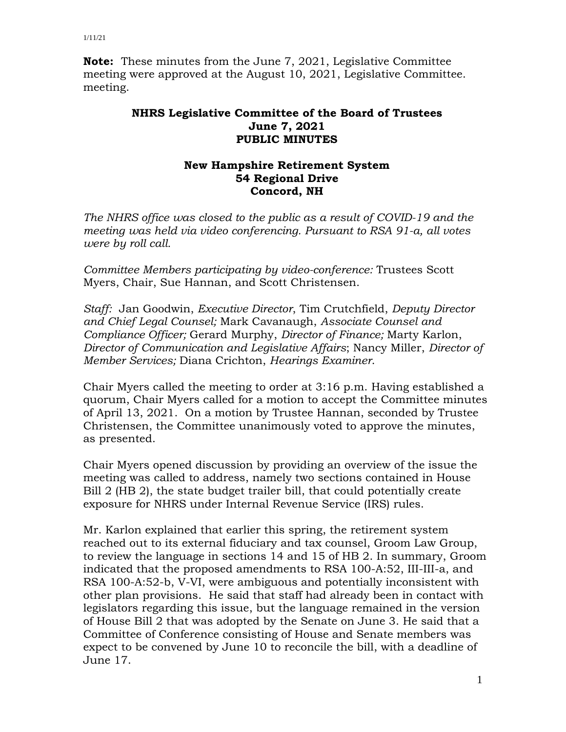**Note:** These minutes from the June 7, 2021, Legislative Committee meeting were approved at the August 10, 2021, Legislative Committee. meeting.

## NHRS Legislative Committee of the Board of Trustees
## June 7, 2021
## PUBLIC MINUTES

### New Hampshire Retirement System
### 54 Regional Drive
### Concord, NH

*The NHRS office was closed to the public as a result of COVID-19 and the meeting was held via video conferencing. Pursuant to RSA 91-a, all votes were by roll call.*

*Committee Members participating by video-conference:* Trustees Scott Myers, Chair, Sue Hannan, and Scott Christensen.

*Staff:* Jan Goodwin, *Executive Director*, Tim Crutchfield, *Deputy Director and Chief Legal Counsel;* Mark Cavanaugh, *Associate Counsel and Compliance Officer;* Gerard Murphy, *Director of Finance;* Marty Karlon, *Director of Communication and Legislative Affairs*; Nancy Miller, *Director of Member Services;* Diana Crichton, *Hearings Examiner*.

Chair Myers called the meeting to order at 3:16 p.m. Having established a quorum, Chair Myers called for a motion to accept the Committee minutes of April 13, 2021. On a motion by Trustee Hannan, seconded by Trustee Christensen, the Committee unanimously voted to approve the minutes, as presented.

Chair Myers opened discussion by providing an overview of the issue the meeting was called to address, namely two sections contained in House Bill 2 (HB 2), the state budget trailer bill, that could potentially create exposure for NHRS under Internal Revenue Service (IRS) rules.

Mr. Karlon explained that earlier this spring, the retirement system reached out to its external fiduciary and tax counsel, Groom Law Group, to review the language in sections 14 and 15 of HB 2. In summary, Groom indicated that the proposed amendments to RSA 100-A:52, III-III-a, and RSA 100-A:52-b, V-VI, were ambiguous and potentially inconsistent with other plan provisions. He said that staff had already been in contact with legislators regarding this issue, but the language remained in the version of House Bill 2 that was adopted by the Senate on June 3. He said that a Committee of Conference consisting of House and Senate members was expect to be convened by June 10 to reconcile the bill, with a deadline of June 17.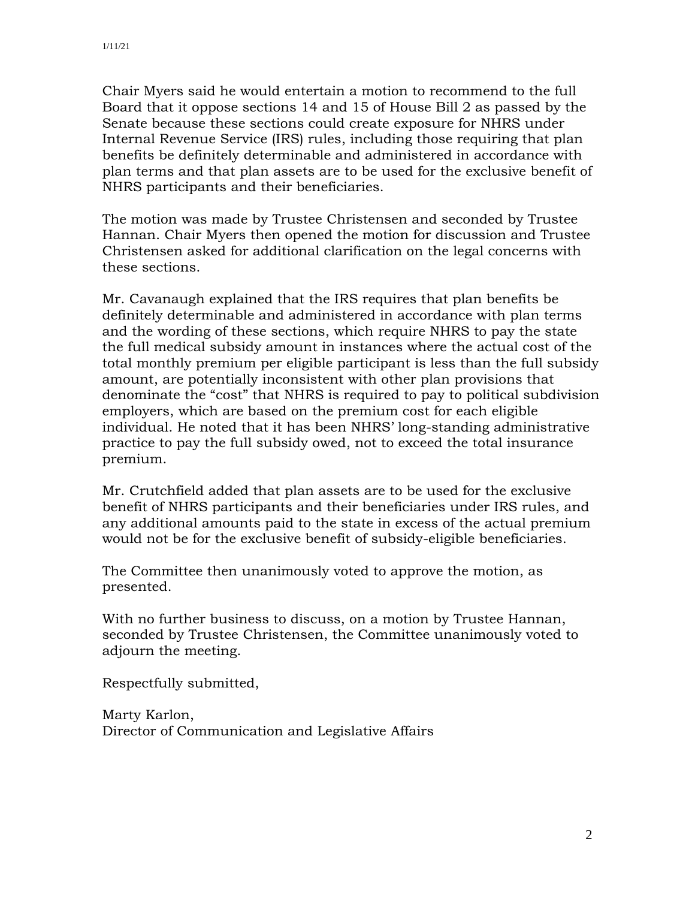Chair Myers said he would entertain a motion to recommend to the full Board that it oppose sections 14 and 15 of House Bill 2 as passed by the Senate because these sections could create exposure for NHRS under Internal Revenue Service (IRS) rules, including those requiring that plan benefits be definitely determinable and administered in accordance with plan terms and that plan assets are to be used for the exclusive benefit of NHRS participants and their beneficiaries.

The motion was made by Trustee Christensen and seconded by Trustee Hannan. Chair Myers then opened the motion for discussion and Trustee Christensen asked for additional clarification on the legal concerns with these sections.

Mr. Cavanaugh explained that the IRS requires that plan benefits be definitely determinable and administered in accordance with plan terms and the wording of these sections, which require NHRS to pay the state the full medical subsidy amount in instances where the actual cost of the total monthly premium per eligible participant is less than the full subsidy amount, are potentially inconsistent with other plan provisions that denominate the "cost" that NHRS is required to pay to political subdivision employers, which are based on the premium cost for each eligible individual. He noted that it has been NHRS' long-standing administrative practice to pay the full subsidy owed, not to exceed the total insurance premium.

Mr. Crutchfield added that plan assets are to be used for the exclusive benefit of NHRS participants and their beneficiaries under IRS rules, and any additional amounts paid to the state in excess of the actual premium would not be for the exclusive benefit of subsidy-eligible beneficiaries.

The Committee then unanimously voted to approve the motion, as presented.

With no further business to discuss, on a motion by Trustee Hannan, seconded by Trustee Christensen, the Committee unanimously voted to adjourn the meeting.

Respectfully submitted,

Marty Karlon,
Director of Communication and Legislative Affairs